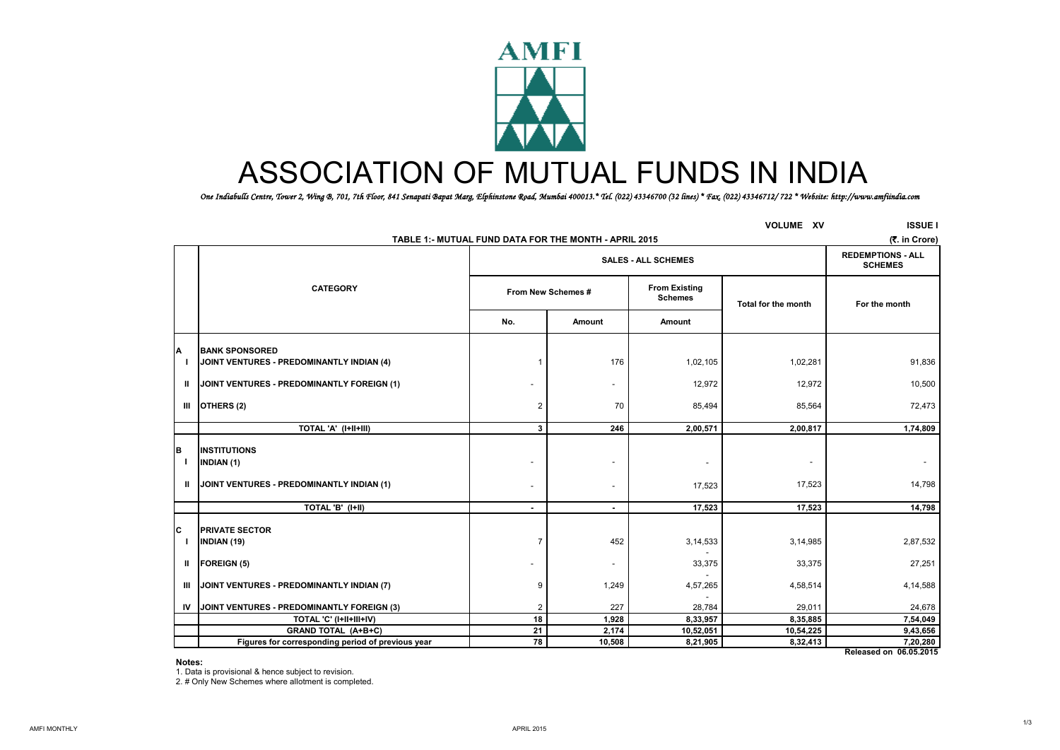# ASSOCIATION OF MUTUAL FUNDS IN INDIA

*One Indiabulls Centre, Tower 2, Wing B, 701, 7th Floor, 841 Senapati Bapat Marg, Elphinstone Road, Mumbai 400013.* Tel. (022) 43346700 (32 lines) * Fax. (022) 43346712/ 722 * Website: http://www.amfiindia.com*

VOLUME XV ISSUE I

**TABLE 1:- MUTUAL FUND DATA FOR THE MONTH - APRIL 2015** (₹. in Crore)

| | CATEGORY | SALES - ALL SCHEMES | | | | REDEMPTIONS - ALL SCHEMES |
|---|---|---|---|---|---|---|
| | | From New Schemes # | | From Existing Schemes | Total for the month | For the month |
| | | No. | Amount | Amount | | |
| **A** | **BANK SPONSORED** | | | | | |
| I | JOINT VENTURES - PREDOMINANTLY INDIAN (4) | 1 | 176 | 1,02,105 | 1,02,281 | 91,836 |
| II | JOINT VENTURES - PREDOMINANTLY FOREIGN (1) | - | - | 12,972 | 12,972 | 10,500 |
| III | OTHERS (2) | 2 | 70 | 85,494 | 85,564 | 72,473 |
| | **TOTAL 'A' (I+II+III)** | **3** | **246** | **2,00,571** | **2,00,817** | **1,74,809** |
| **B** | **INSTITUTIONS** | | | | | |
| I | INDIAN (1) | - | - | - | - | - |
| II | JOINT VENTURES - PREDOMINANTLY INDIAN (1) | - | - | 17,523 | 17,523 | 14,798 |
| | **TOTAL 'B' (I+II)** | **-** | **-** | **17,523** | **17,523** | **14,798** |
| **C** | **PRIVATE SECTOR** | | | | | |
| I | INDIAN (19) | 7 | 452 | 3,14,533 | 3,14,985 | 2,87,532 |
| II | FOREIGN (5) | - | - | 33,375 | 33,375 | 27,251 |
| III | JOINT VENTURES - PREDOMINANTLY INDIAN (7) | 9 | 1,249 | 4,57,265 | 4,58,514 | 4,14,588 |
| IV | JOINT VENTURES - PREDOMINANTLY FOREIGN (3) | 2 | 227 | 28,784 | 29,011 | 24,678 |
| | **TOTAL 'C' (I+II+III+IV)** | **18** | **1,928** | **8,33,957** | **8,35,885** | **7,54,049** |
| | **GRAND TOTAL (A+B+C)** | **21** | **2,174** | **10,52,051** | **10,54,225** | **9,43,656** |
| | **Figures for corresponding period of previous year** | **78** | **10,508** | **8,21,905** | **8,32,413** | **7,20,280** |

**Released on 06.05.2015**

**Notes:**

1. Data is provisional & hence subject to revision.
2. # Only New Schemes where allotment is completed.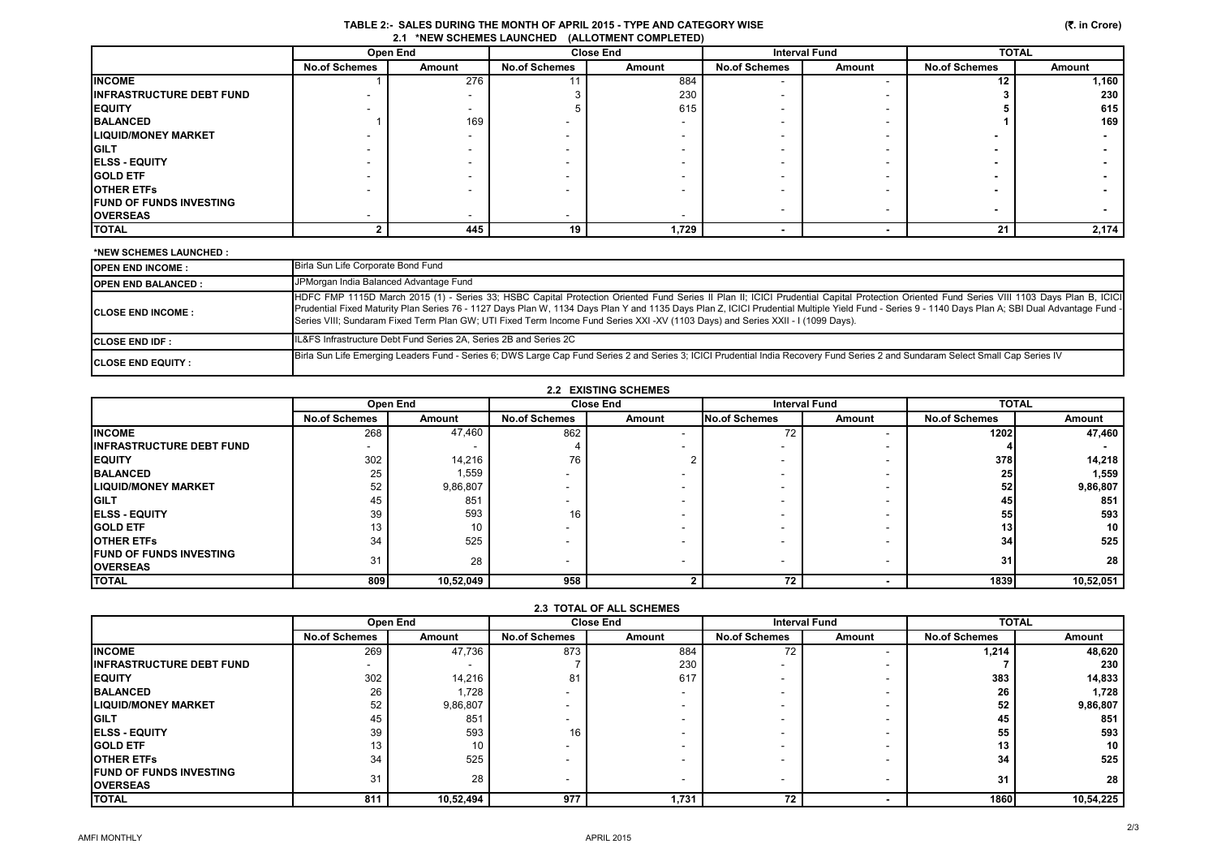## TABLE 2:- SALES DURING THE MONTH OF APRIL 2015 - TYPE AND CATEGORY WISE

(₹. in Crore)

### 2.1 *NEW SCHEMES LAUNCHED (ALLOTMENT COMPLETED)

| | Open End | | Close End | | Interval Fund | | TOTAL | |
|---|---|---|---|---|---|---|---|---|
| | No.of Schemes | Amount | No.of Schemes | Amount | No.of Schemes | Amount | No.of Schemes | Amount |
| **INCOME** | 1 | 276 | 11 | 884 | - | - | **12** | **1,160** |
| **INFRASTRUCTURE DEBT FUND** | - | - | 3 | 230 | - | - | **3** | **230** |
| **EQUITY** | - | - | 5 | 615 | - | - | **5** | **615** |
| **BALANCED** | 1 | 169 | - | - | - | - | **1** | **169** |
| **LIQUID/MONEY MARKET** | - | - | - | - | - | - | **-** | **-** |
| **GILT** | - | - | - | - | - | - | **-** | **-** |
| **ELSS - EQUITY** | - | - | - | - | - | - | **-** | **-** |
| **GOLD ETF** | - | - | - | - | - | - | **-** | **-** |
| **OTHER ETFs** | - | - | - | - | - | - | **-** | **-** |
| **FUND OF FUNDS INVESTING OVERSEAS** | - | - | - | - | - | - | **-** | **-** |
| **TOTAL** | **2** | **445** | **19** | **1,729** | **-** | **-** | **21** | **2,174** |

**\*NEW SCHEMES LAUNCHED :**

| | |
|---|---|
| **OPEN END INCOME :** | Birla Sun Life Corporate Bond Fund |
| **OPEN END BALANCED :** | JPMorgan India Balanced Advantage Fund |
| **CLOSE END INCOME :** | HDFC FMP 1115D March 2015 (1) - Series 33; HSBC Capital Protection Oriented Fund Series II Plan II; ICICI Prudential Capital Protection Oriented Fund Series VIII 1103 Days Plan B, ICICI Prudential Fixed Maturity Plan Series 76 - 1127 Days Plan W, 1134 Days Plan Y and 1135 Days Plan Z, ICICI Prudential Multiple Yield Fund - Series 9 - 1140 Days Plan A; SBI Dual Advantage Fund - Series VIII; Sundaram Fixed Term Plan GW; UTI Fixed Term Income Fund Series XXI -XV (1103 Days) and Series XXII - I (1099 Days). |
| **CLOSE END IDF :** | IL&FS Infrastructure Debt Fund Series 2A, Series 2B and Series 2C |
| **CLOSE END EQUITY :** | Birla Sun Life Emerging Leaders Fund - Series 6; DWS Large Cap Fund Series 2 and Series 3; ICICI Prudential India Recovery Fund Series 2 and Sundaram Select Small Cap Series IV |

### 2.2 EXISTING SCHEMES

| | Open End | | Close End | | Interval Fund | | TOTAL | |
|---|---|---|---|---|---|---|---|---|
| | No.of Schemes | Amount | No.of Schemes | Amount | No.of Schemes | Amount | No.of Schemes | Amount |
| **INCOME** | 268 | 47,460 | 862 | - | 72 | - | **1202** | **47,460** |
| **INFRASTRUCTURE DEBT FUND** | - | - | 4 | - | - | - | **4** | **-** |
| **EQUITY** | 302 | 14,216 | 76 | 2 | - | - | **378** | **14,218** |
| **BALANCED** | 25 | 1,559 | - | - | - | - | **25** | **1,559** |
| **LIQUID/MONEY MARKET** | 52 | 9,86,807 | - | - | - | - | **52** | **9,86,807** |
| **GILT** | 45 | 851 | - | - | - | - | **45** | **851** |
| **ELSS - EQUITY** | 39 | 593 | 16 | - | - | - | **55** | **593** |
| **GOLD ETF** | 13 | 10 | - | - | - | - | **13** | **10** |
| **OTHER ETFs** | 34 | 525 | - | - | - | - | **34** | **525** |
| **FUND OF FUNDS INVESTING OVERSEAS** | 31 | 28 | - | - | - | - | **31** | **28** |
| **TOTAL** | **809** | **10,52,049** | **958** | **2** | **72** | **-** | **1839** | **10,52,051** |

### 2.3 TOTAL OF ALL SCHEMES

| | Open End | | Close End | | Interval Fund | | TOTAL | |
|---|---|---|---|---|---|---|---|---|
| | No.of Schemes | Amount | No.of Schemes | Amount | No.of Schemes | Amount | No.of Schemes | Amount |
| **INCOME** | 269 | 47,736 | 873 | 884 | 72 | - | **1,214** | **48,620** |
| **INFRASTRUCTURE DEBT FUND** | - | - | 7 | 230 | - | - | **7** | **230** |
| **EQUITY** | 302 | 14,216 | 81 | 617 | - | - | **383** | **14,833** |
| **BALANCED** | 26 | 1,728 | - | - | - | - | **26** | **1,728** |
| **LIQUID/MONEY MARKET** | 52 | 9,86,807 | - | - | - | - | **52** | **9,86,807** |
| **GILT** | 45 | 851 | - | - | - | - | **45** | **851** |
| **ELSS - EQUITY** | 39 | 593 | 16 | - | - | - | **55** | **593** |
| **GOLD ETF** | 13 | 10 | - | - | - | - | **13** | **10** |
| **OTHER ETFs** | 34 | 525 | - | - | - | - | **34** | **525** |
| **FUND OF FUNDS INVESTING OVERSEAS** | 31 | 28 | - | - | - | - | **31** | **28** |
| **TOTAL** | **811** | **10,52,494** | **977** | **1,731** | **72** | **-** | **1860** | **10,54,225** |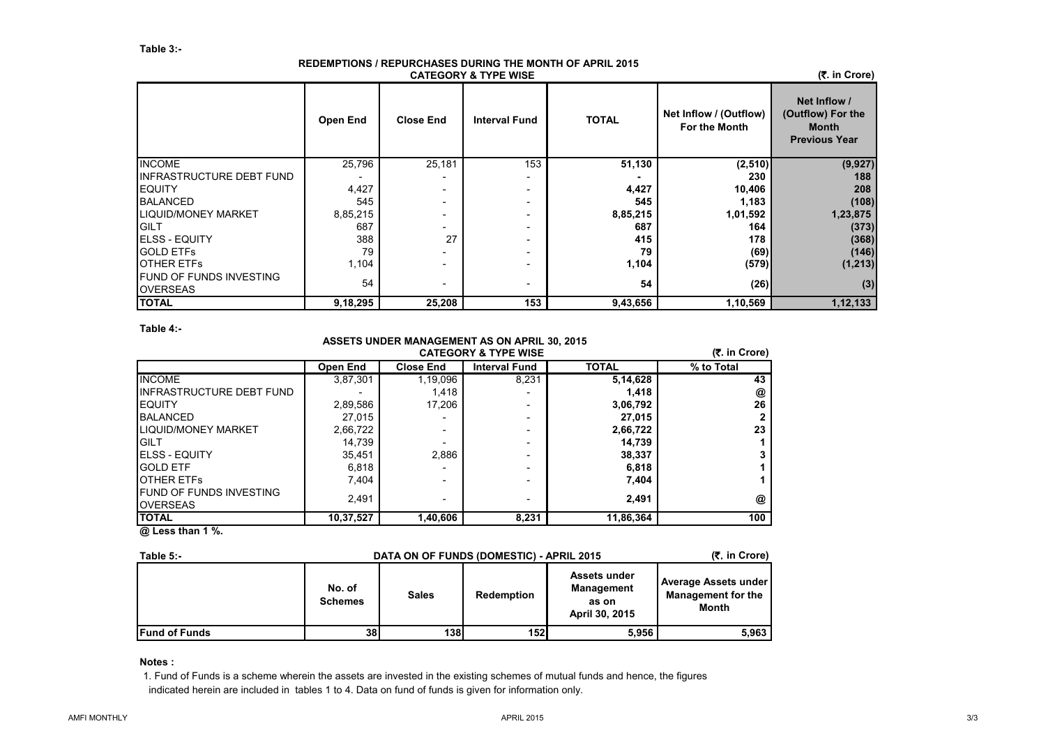**Table 3:-**

**REDEMPTIONS / REPURCHASES DURING THE MONTH OF APRIL 2015**
**CATEGORY & TYPE WISE**

(₹. in Crore)

| | Open End | Close End | Interval Fund | TOTAL | Net Inflow / (Outflow) For the Month | Net Inflow / (Outflow) For the Month Previous Year |
|---|---|---|---|---|---|---|
| INCOME | 25,796 | 25,181 | 153 | 51,130 | (2,510) | (9,927) |
| INFRASTRUCTURE DEBT FUND | - | - | - | - | 230 | 188 |
| EQUITY | 4,427 | - | - | 4,427 | 10,406 | 208 |
| BALANCED | 545 | - | - | 545 | 1,183 | (108) |
| LIQUID/MONEY MARKET | 8,85,215 | - | - | 8,85,215 | 1,01,592 | 1,23,875 |
| GILT | 687 | - | - | 687 | 164 | (373) |
| ELSS - EQUITY | 388 | 27 | - | 415 | 178 | (368) |
| GOLD ETFs | 79 | - | - | 79 | (69) | (146) |
| OTHER ETFs | 1,104 | - | - | 1,104 | (579) | (1,213) |
| FUND OF FUNDS INVESTING OVERSEAS | 54 | - | - | 54 | (26) | (3) |
| **TOTAL** | **9,18,295** | **25,208** | **153** | **9,43,656** | **1,10,569** | **1,12,133** |

**Table 4:-**

**ASSETS UNDER MANAGEMENT AS ON APRIL 30, 2015**
**CATEGORY & TYPE WISE**

(₹. in Crore)

| | Open End | Close End | Interval Fund | TOTAL | % to Total |
|---|---|---|---|---|---|
| INCOME | 3,87,301 | 1,19,096 | 8,231 | 5,14,628 | 43 |
| INFRASTRUCTURE DEBT FUND | - | 1,418 | - | 1,418 | @ |
| EQUITY | 2,89,586 | 17,206 | - | 3,06,792 | 26 |
| BALANCED | 27,015 | - | - | 27,015 | 2 |
| LIQUID/MONEY MARKET | 2,66,722 | - | - | 2,66,722 | 23 |
| GILT | 14,739 | - | - | 14,739 | 1 |
| ELSS - EQUITY | 35,451 | 2,886 | - | 38,337 | 3 |
| GOLD ETF | 6,818 | - | - | 6,818 | 1 |
| OTHER ETFs | 7,404 | - | - | 7,404 | 1 |
| FUND OF FUNDS INVESTING OVERSEAS | 2,491 | - | - | 2,491 | @ |
| **TOTAL** | **10,37,527** | **1,40,606** | **8,231** | **11,86,364** | **100** |

**@ Less than 1 %.**

**Table 5:-**

**DATA ON OF FUNDS (DOMESTIC) - APRIL 2015**

(₹. in Crore)

| | No. of Schemes | Sales | Redemption | Assets under Management as on April 30, 2015 | Average Assets under Management for the Month |
|---|---|---|---|---|---|
| **Fund of Funds** | 38 | 138 | 152 | 5,956 | 5,963 |

**Notes :**

1. Fund of Funds is a scheme wherein the assets are invested in the existing schemes of mutual funds and hence, the figures indicated herein are included in tables 1 to 4. Data on fund of funds is given for information only.